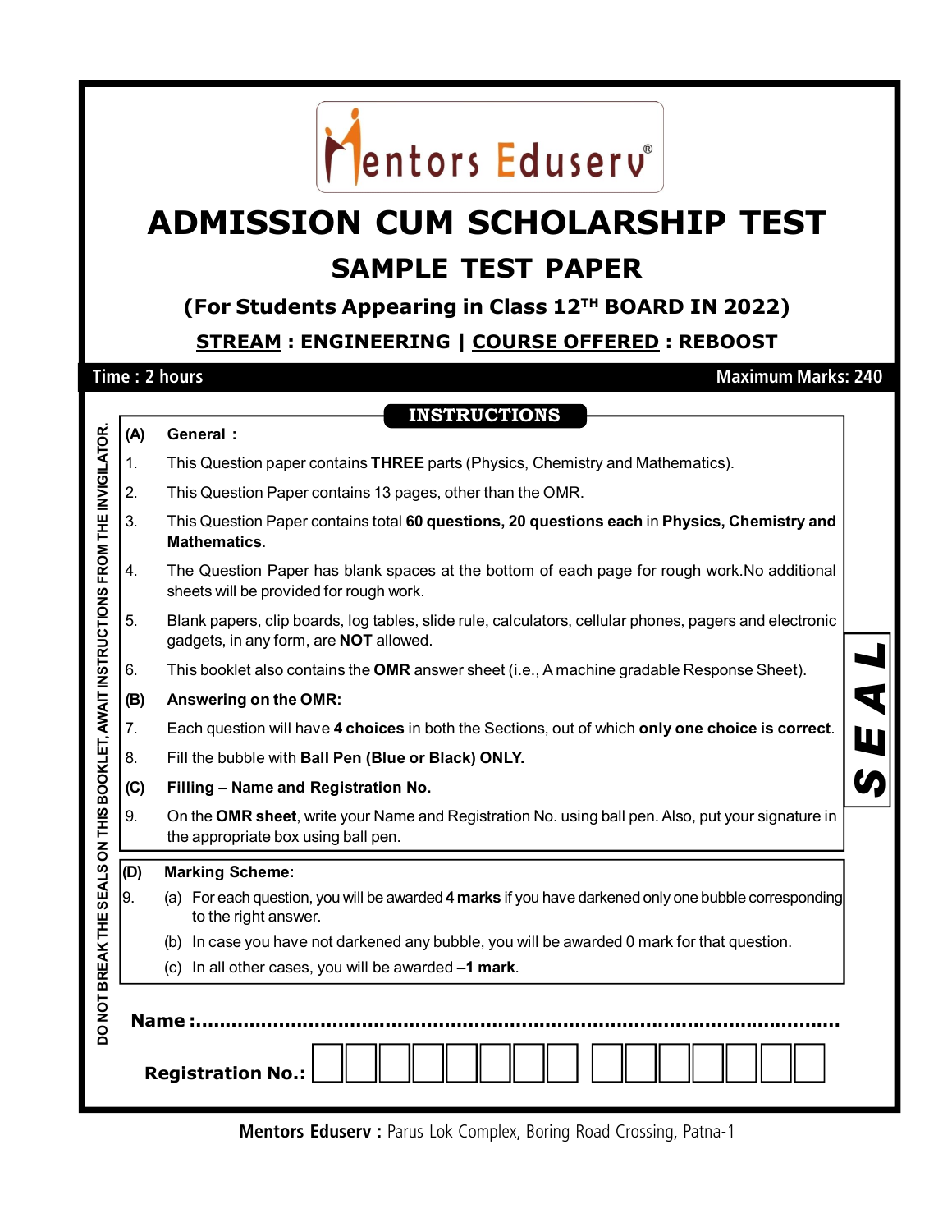Mentors Eduserv®

# ADMISSION CUM SCHOLARSHIP TEST

## SAMPLE TEST PAPER

### (For Students Appearing in Class 12TH BOARD IN 2022)

**STREAM : ENGINEERING | COURSE OFFERED : REBOOST**

**Time : 2 hours** | **Maximum Marks: 240**

DO NOT BREAK THE SEALS ON THIS BOOKLET, AWAIT INSTRUCTIONS FROM THE INVIGILATOR.

### INSTRUCTIONS

**(A) General :**

1. This Question paper contains **THREE** parts (Physics, Chemistry and Mathematics).
2. This Question Paper contains 13 pages, other than the OMR.
3. This Question Paper contains total **60 questions, 20 questions each** in **Physics, Chemistry and Mathematics**.
4. The Question Paper has blank spaces at the bottom of each page for rough work.No additional sheets will be provided for rough work.
5. Blank papers, clip boards, log tables, slide rule, calculators, cellular phones, pagers and electronic gadgets, in any form, are **NOT** allowed.
6. This booklet also contains the **OMR** answer sheet (i.e., A machine gradable Response Sheet).

**(B) Answering on the OMR:**

7. Each question will have **4 choices** in both the Sections, out of which **only one choice is correct**.
8. Fill the bubble with **Ball Pen (Blue or Black) ONLY.**

**(C) Filling – Name and Registration No.**

9. On the **OMR sheet**, write your Name and Registration No. using ball pen. Also, put your signature in the appropriate box using ball pen.

**(D) Marking Scheme:**

9. (a) For each question, you will be awarded **4 marks** if you have darkened only one bubble corresponding to the right answer.
   (b) In case you have not darkened any bubble, you will be awarded 0 mark for that question.
   (c) In all other cases, you will be awarded **–1 mark**.

SEAL

**Name :**...............................................................................................................

**Registration No.:**

**Mentors Eduserv :** Parus Lok Complex, Boring Road Crossing, Patna-1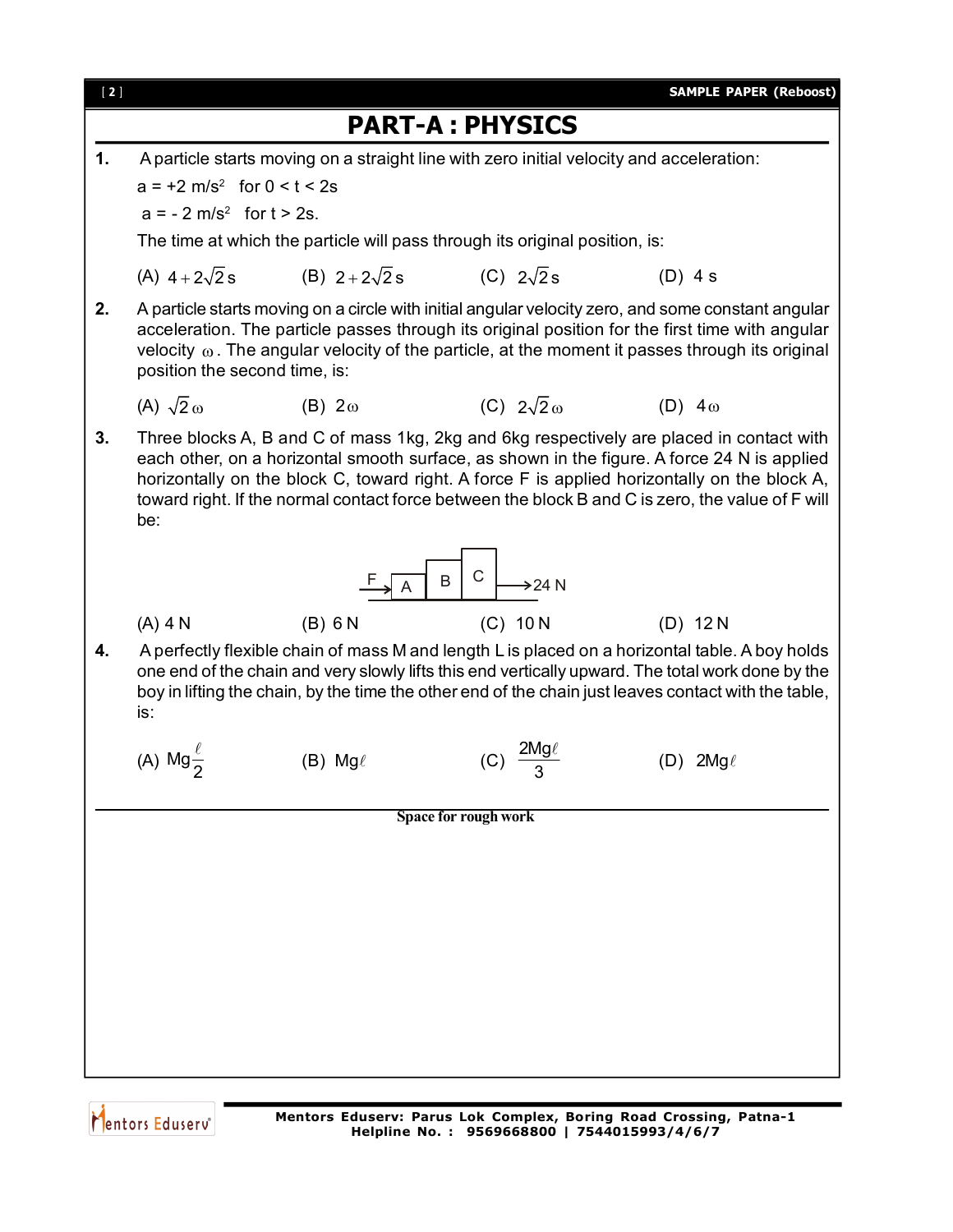# PART-A : PHYSICS

**1.** A particle starts moving on a straight line with zero initial velocity and acceleration:

$a = +2\ m/s^2$ for $0 < t < 2s$

$a = -2\ m/s^2$ for $t > 2s$.

The time at which the particle will pass through its original position, is:

(A) $4+2\sqrt{2}$ s (B) $2+2\sqrt{2}$ s (C) $2\sqrt{2}$ s (D) 4 s

**2.** A particle starts moving on a circle with initial angular velocity zero, and some constant angular acceleration. The particle passes through its original position for the first time with angular velocity $\omega$. The angular velocity of the particle, at the moment it passes through its original position the second time, is:

(A) $\sqrt{2}\,\omega$ (B) $2\omega$ (C) $2\sqrt{2}\,\omega$ (D) $4\omega$

**3.** Three blocks A, B and C of mass 1kg, 2kg and 6kg respectively are placed in contact with each other, on a horizontal smooth surface, as shown in the figure. A force 24 N is applied horizontally on the block C, toward right. A force F is applied horizontally on the block A, toward right. If the normal contact force between the block B and C is zero, the value of F will be:

(A) 4 N (B) 6 N (C) 10 N (D) 12 N

**4.** A perfectly flexible chain of mass M and length L is placed on a horizontal table. A boy holds one end of the chain and very slowly lifts this end vertically upward. The total work done by the boy in lifting the chain, by the time the other end of the chain just leaves contact with the table, is:

(A) $Mg\dfrac{\ell}{2}$ (B) $Mg\ell$ (C) $\dfrac{2Mg\ell}{3}$ (D) $2Mg\ell$

Space for rough work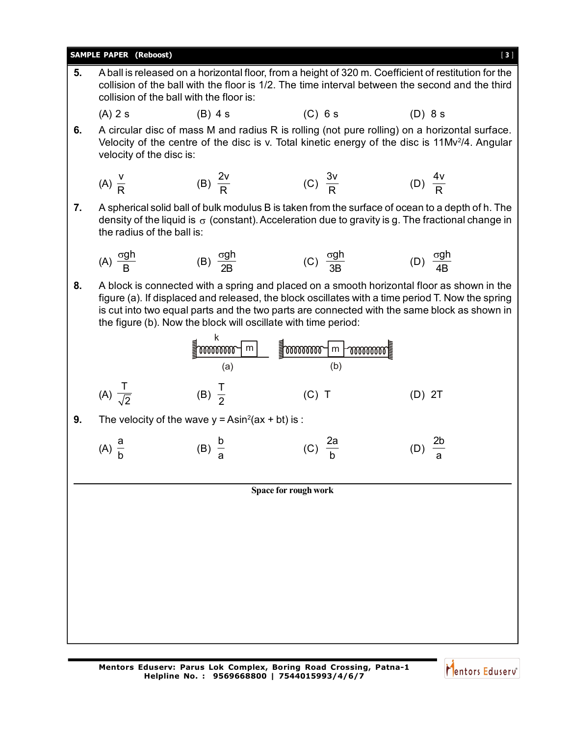**5.** A ball is released on a horizontal floor, from a height of 320 m. Coefficient of restitution for the collision of the ball with the floor is 1/2. The time interval between the second and the third collision of the ball with the floor is:

(A) 2 s (B) 4 s (C) 6 s (D) 8 s

**6.** A circular disc of mass M and radius R is rolling (not pure rolling) on a horizontal surface. Velocity of the centre of the disc is v. Total kinetic energy of the disc is $11Mv^2/4$. Angular velocity of the disc is:

(A) $\frac{v}{R}$ (B) $\frac{2v}{R}$ (C) $\frac{3v}{R}$ (D) $\frac{4v}{R}$

**7.** A spherical solid ball of bulk modulus B is taken from the surface of ocean to a depth of h. The density of the liquid is $\sigma$ (constant). Acceleration due to gravity is g. The fractional change in the radius of the ball is:

(A) $\frac{\sigma gh}{B}$ (B) $\frac{\sigma gh}{2B}$ (C) $\frac{\sigma gh}{3B}$ (D) $\frac{\sigma gh}{4B}$

**8.** A block is connected with a spring and placed on a smooth horizontal floor as shown in the figure (a). If displaced and released, the block oscillates with a time period T. Now the spring is cut into two equal parts and the two parts are connected with the same block as shown in the figure (b). Now the block will oscillate with time period:

k

(a) (b)

(A) $\frac{T}{\sqrt{2}}$ (B) $\frac{T}{2}$ (C) T (D) 2T

**9.** The velocity of the wave $y = A\sin^2(ax + bt)$ is :

(A) $\frac{a}{b}$ (B) $\frac{b}{a}$ (C) $\frac{2a}{b}$ (D) $\frac{2b}{a}$

Space for rough work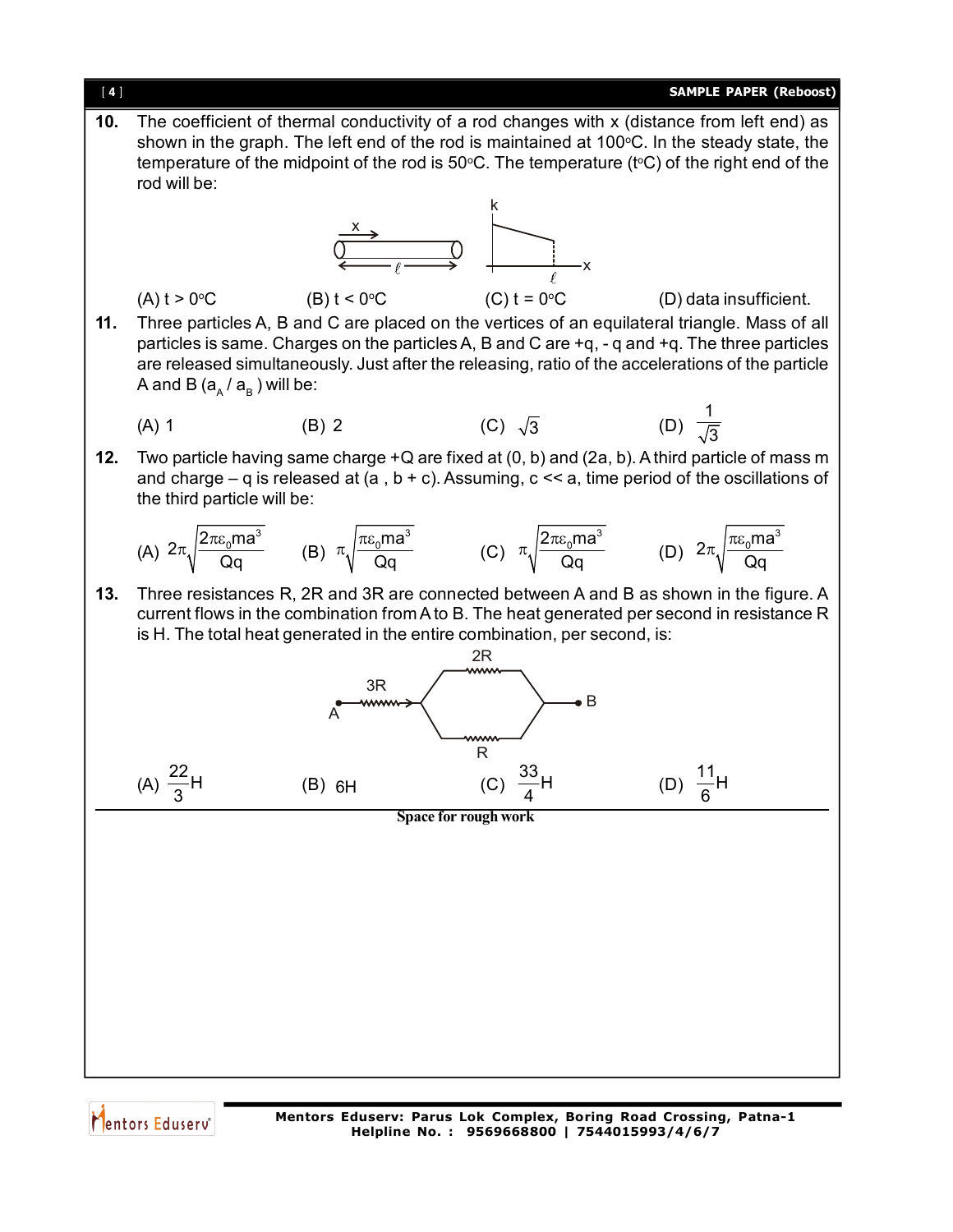**10.** The coefficient of thermal conductivity of a rod changes with x (distance from left end) as shown in the graph. The left end of the rod is maintained at 100°C. In the steady state, the temperature of the midpoint of the rod is 50°C. The temperature (t°C) of the right end of the rod will be:

(A) t > 0°C (B) t < 0°C (C) t = 0°C (D) data insufficient.

**11.** Three particles A, B and C are placed on the vertices of an equilateral triangle. Mass of all particles is same. Charges on the particles A, B and C are +q, - q and +q. The three particles are released simultaneously. Just after the releasing, ratio of the accelerations of the particle A and B ($a_A$ / $a_B$) will be:

(A) 1 (B) 2 (C) $\sqrt{3}$ (D) $\frac{1}{\sqrt{3}}$

**12.** Two particle having same charge +Q are fixed at (0, b) and (2a, b). A third particle of mass m and charge – q is released at (a , b + c). Assuming, c << a, time period of the oscillations of the third particle will be:

(A) $2\pi\sqrt{\frac{2\pi\varepsilon_0 ma^3}{Qq}}$ (B) $\pi\sqrt{\frac{\pi\varepsilon_0 ma^3}{Qq}}$ (C) $\pi\sqrt{\frac{2\pi\varepsilon_0 ma^3}{Qq}}$ (D) $2\pi\sqrt{\frac{\pi\varepsilon_0 ma^3}{Qq}}$

**13.** Three resistances R, 2R and 3R are connected between A and B as shown in the figure. A current flows in the combination from A to B. The heat generated per second in resistance R is H. The total heat generated in the entire combination, per second, is:

(A) $\frac{22}{3}$H (B) 6H (C) $\frac{33}{4}$H (D) $\frac{11}{6}$H

Space for rough work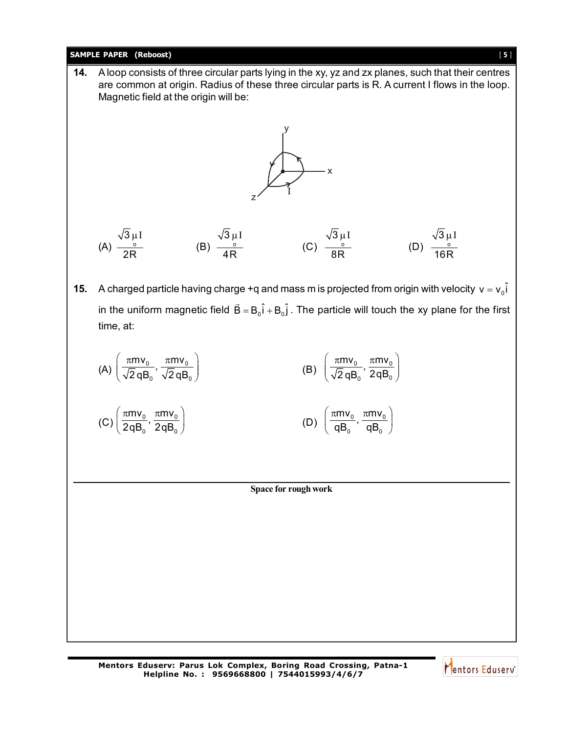**14.** A loop consists of three circular parts lying in the xy, yz and zx planes, such that their centres are common at origin. Radius of these three circular parts is R. A current I flows in the loop. Magnetic field at the origin will be:

(A) $\frac{\sqrt{3}\mu_o I}{2R}$ (B) $\frac{\sqrt{3}\mu_o I}{4R}$ (C) $\frac{\sqrt{3}\mu_o I}{8R}$ (D) $\frac{\sqrt{3}\mu_o I}{16R}$

**15.** A charged particle having charge +q and mass m is projected from origin with velocity $v = v_0\hat{i}$ in the uniform magnetic field $\vec{B} = B_0\hat{i} + B_0\hat{j}$. The particle will touch the xy plane for the first time, at:

(A) $\left(\frac{\pi m v_0}{\sqrt{2} q B_0}, \frac{\pi m v_0}{\sqrt{2} q B_0}\right)$

(B) $\left(\frac{\pi m v_0}{\sqrt{2} q B_0}, \frac{\pi m v_0}{2 q B_0}\right)$

(C) $\left(\frac{\pi m v_0}{2 q B_0}, \frac{\pi m v_0}{2 q B_0}\right)$

(D) $\left(\frac{\pi m v_0}{q B_0}, \frac{\pi m v_0}{q B_0}\right)$

Space for rough work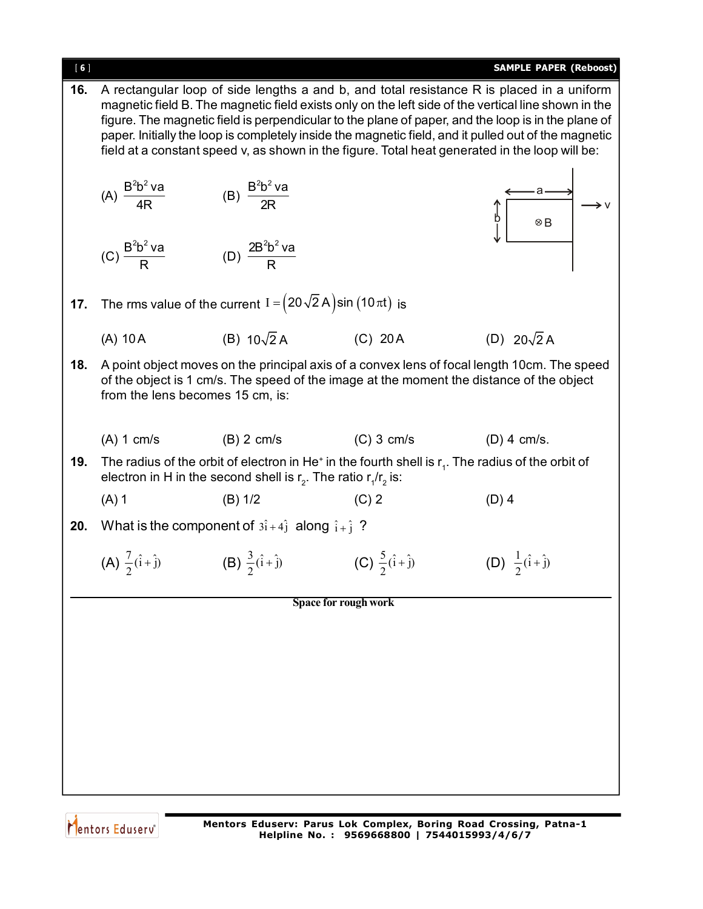**16.** A rectangular loop of side lengths a and b, and total resistance R is placed in a uniform magnetic field B. The magnetic field exists only on the left side of the vertical line shown in the figure. The magnetic field is perpendicular to the plane of paper, and the loop is in the plane of paper. Initially the loop is completely inside the magnetic field, and it pulled out of the magnetic field at a constant speed v, as shown in the figure. Total heat generated in the loop will be:

(A) $\frac{B^2b^2va}{4R}$ (B) $\frac{B^2b^2va}{2R}$

(C) $\frac{B^2b^2va}{R}$ (D) $\frac{2B^2b^2va}{R}$

**17.** The rms value of the current $I = (20\sqrt{2}\,A)\sin(10\pi t)$ is

(A) 10 A (B) $10\sqrt{2}$ A (C) 20 A (D) $20\sqrt{2}$ A

**18.** A point object moves on the principal axis of a convex lens of focal length 10cm. The speed of the object is 1 cm/s. The speed of the image at the moment the distance of the object from the lens becomes 15 cm, is:

(A) 1 cm/s (B) 2 cm/s (C) 3 cm/s (D) 4 cm/s.

**19.** The radius of the orbit of electron in $He^+$ in the fourth shell is $r_1$. The radius of the orbit of electron in H in the second shell is $r_2$. The ratio $r_1/r_2$ is:

(A) 1 (B) 1/2 (C) 2 (D) 4

**20.** What is the component of $3\hat{i} + 4\hat{j}$ along $\hat{i} + \hat{j}$ ?

(A) $\frac{7}{2}(\hat{i} + \hat{j})$ (B) $\frac{3}{2}(\hat{i} + \hat{j})$ (C) $\frac{5}{2}(\hat{i} + \hat{j})$ (D) $\frac{1}{2}(\hat{i} + \hat{j})$

Space for rough work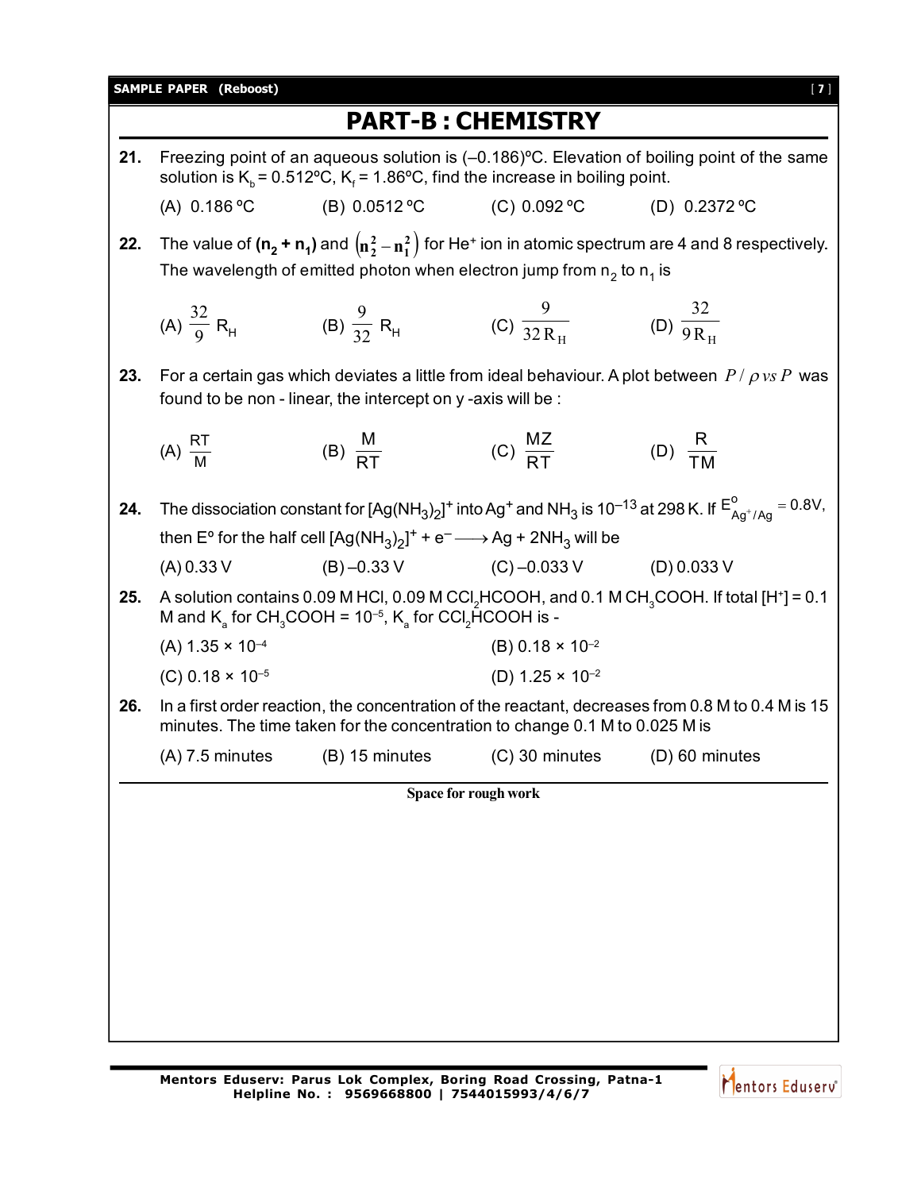# PART-B : CHEMISTRY

**21.** Freezing point of an aqueous solution is (–0.186)ºC. Elevation of boiling point of the same solution is $K_b$ = 0.512ºC, $K_f$ = 1.86ºC, find the increase in boiling point.

(A) 0.186 ºC (B) 0.0512 ºC (C) 0.092 ºC (D) 0.2372 ºC

**22.** The value of $(n_2 + n_1)$ and $\left(n_2^2 - n_1^2\right)$ for $He^+$ ion in atomic spectrum are 4 and 8 respectively. The wavelength of emitted photon when electron jump from $n_2$ to $n_1$ is

(A) $\frac{32}{9} R_H$ (B) $\frac{9}{32} R_H$ (C) $\frac{9}{32 R_H}$ (D) $\frac{32}{9 R_H}$

**23.** For a certain gas which deviates a little from ideal behaviour. A plot between $P / \rho$ *vs* $P$ was found to be non - linear, the intercept on y -axis will be :

(A) $\frac{RT}{M}$ (B) $\frac{M}{RT}$ (C) $\frac{MZ}{RT}$ (D) $\frac{R}{TM}$

**24.** The dissociation constant for $[Ag(NH_3)_2]^+$ into $Ag^+$ and $NH_3$ is $10^{-13}$ at 298 K. If $E^o_{Ag^+/Ag} = 0.8V$, then E° for the half cell $[Ag(NH_3)_2]^+ + e^- \longrightarrow Ag + 2NH_3$ will be

(A) 0.33 V (B) –0.33 V (C) –0.033 V (D) 0.033 V

**25.** A solution contains 0.09 M HCl, 0.09 M $CCl_2HCOOH$, and 0.1 M $CH_3COOH$. If total $[H^+]$ = 0.1 M and $K_a$ for $CH_3COOH = 10^{-5}$, $K_a$ for $CCl_2HCOOH$ is -

(A) $1.35 \times 10^{-4}$

(B) $0.18 \times 10^{-2}$

(C) $0.18 \times 10^{-5}$

(D) $1.25 \times 10^{-2}$

**26.** In a first order reaction, the concentration of the reactant, decreases from 0.8 M to 0.4 M is 15 minutes. The time taken for the concentration to change 0.1 M to 0.025 M is

(A) 7.5 minutes (B) 15 minutes (C) 30 minutes (D) 60 minutes

Space for rough work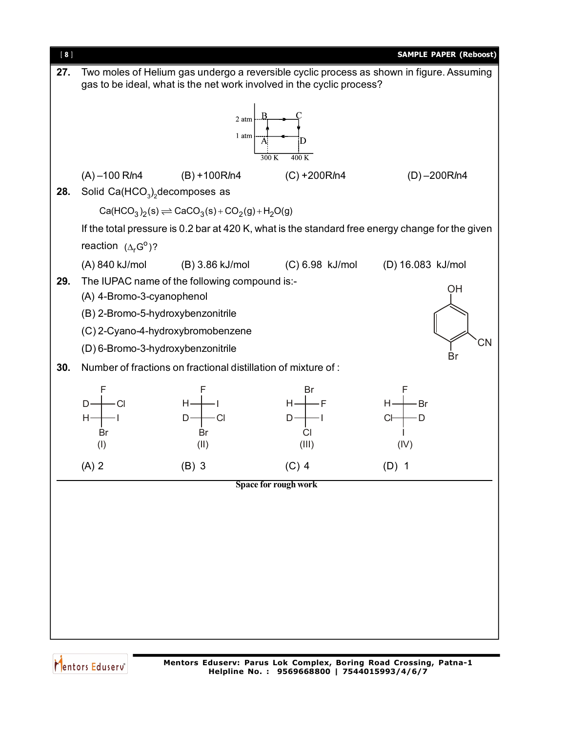**27.** Two moles of Helium gas undergo a reversible cyclic process as shown in figure. Assuming gas to be ideal, what is the net work involved in the cyclic process?

(A) –100 R*ln*4 (B) +100R*ln*4 (C) +200R*ln*4 (D) –200R*ln*4

**28.** Solid $Ca(HCO_3)_2$ decomposes as

$$Ca(HCO_3)_2(s) \rightleftharpoons CaCO_3(s) + CO_2(g) + H_2O(g)$$

If the total pressure is 0.2 bar at 420 K, what is the standard free energy change for the given reaction $(\Delta_r G^o)$?

(A) 840 kJ/mol (B) 3.86 kJ/mol (C) 6.98 kJ/mol (D) 16.083 kJ/mol

**29.** The IUPAC name of the following compound is:-

(A) 4-Bromo-3-cyanophenol

(B) 2-Bromo-5-hydroxybenzonitrile

(C) 2-Cyano-4-hydroxybromobenzene

(D) 6-Bromo-3-hydroxybenzonitrile

**30.** Number of fractions on fractional distillation of mixture of :

(I) (II) (III) (IV)

(A) 2 (B) 3 (C) 4 (D) 1

Space for rough work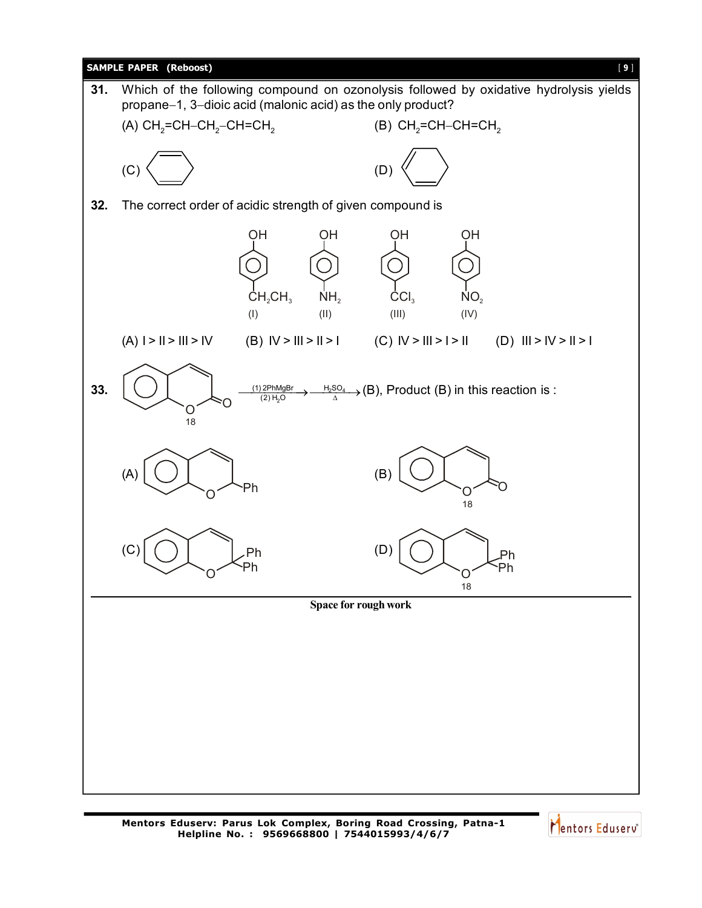**31.** Which of the following compound on ozonolysis followed by oxidative hydrolysis yields propane–1, 3–dioic acid (malonic acid) as the only product?

(A) $CH_2=CH-CH_2-CH=CH_2$

(B) $CH_2=CH-CH=CH_2$

(C) (cyclohexa-1,4-diene)

(D) (cyclohexa-1,3-diene)

**32.** The correct order of acidic strength of given compound is

| OH | OH | OH | OH |
|---|---|---|---|
| (benzene ring) | (benzene ring) | (benzene ring) | (benzene ring) |
| $CH_2CH_3$ | $NH_2$ | $CCl_3$ | $NO_2$ |
| (I) | (II) | (III) | (IV) |

(A) I > II > III > IV

(B) IV > III > II > I

(C) IV > III > I > II

(D) III > IV > II > I

**33.** (Coumarin with ring oxygen labelled 18) $\xrightarrow[(2)\ H_2O]{(1)\ 2PhMgBr}$ $\xrightarrow[\Delta]{H_2SO_4}$ (B), Product (B) in this reaction is :

(A) (2H-chromene with one Ph at C-2)

(B) (Coumarin with ring oxygen labelled 18)

(C) (2H-chromene with two Ph at C-2)

(D) (2H-chromene with two Ph at C-2, ring oxygen labelled 18)

Space for rough work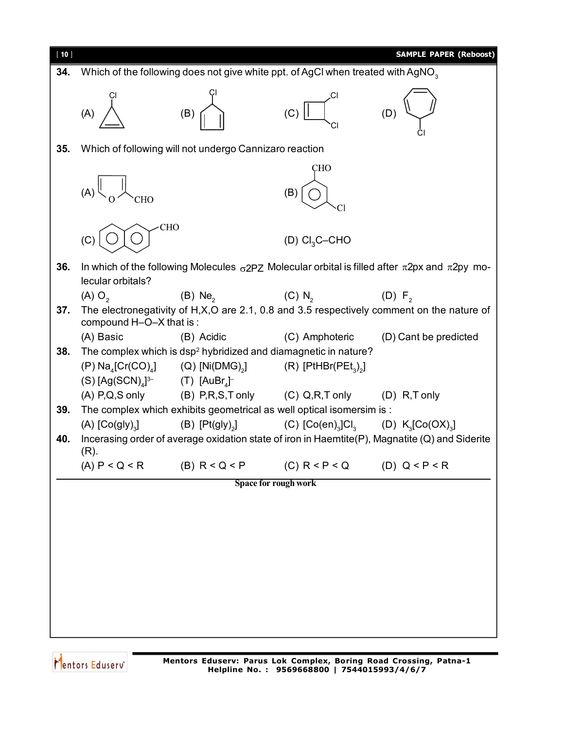**34.** Which of the following does not give white ppt. of AgCl when treated with $AgNO_3$

(A) 3-chlorocyclopropene (B) 5-chlorocyclopentadiene (C) 3,4-dichlorocyclobutene (D) 7-chlorocycloheptatriene

**35.** Which of following will not undergo Cannizaro reaction

(A) Furan-2-carbaldehyde (B) 3-chlorobenzaldehyde

(C) Naphthalene-2-carbaldehyde (D) $Cl_3C–CHO$

**36.** In which of the following Molecules $\sigma 2P_Z$ Molecular orbital is filled after $\pi 2px$ and $\pi 2py$ molecular orbitals?

(A) $O_2$ (B) $Ne_2$ (C) $N_2$ (D) $F_2$

**37.** The electronegativity of H,X,O are 2.1, 0.8 and 3.5 respectively comment on the nature of compound H–O–X that is :

(A) Basic (B) Acidic (C) Amphoteric (D) Cant be predicted

**38.** The complex which is $dsp^2$ hybridized and diamagnetic in nature?

(P) $Na_4[Cr(CO)_4]$ (Q) $[Ni(DMG)_2]$ (R) $[PtHBr(PEt_3)_2]$

(S) $[Ag(SCN)_4]^{3-}$ (T) $[AuBr_4]^-$

(A) P,Q,S only (B) P,R,S,T only (C) Q,R,T only (D) R,T only

**39.** The complex which exhibits geometrical as well optical isomersim is :

(A) $[Co(gly)_3]$ (B) $[Pt(gly)_2]$ (C) $[Co(en)_3]Cl_3$ (D) $K_3[Co(OX)_3]$

**40.** Incerasing order of average oxidation state of iron in Haemtite(P), Magnatite (Q) and Siderite (R).

(A) P < Q < R (B) R < Q < P (C) R < P < Q (D) Q < P < R

Space for rough work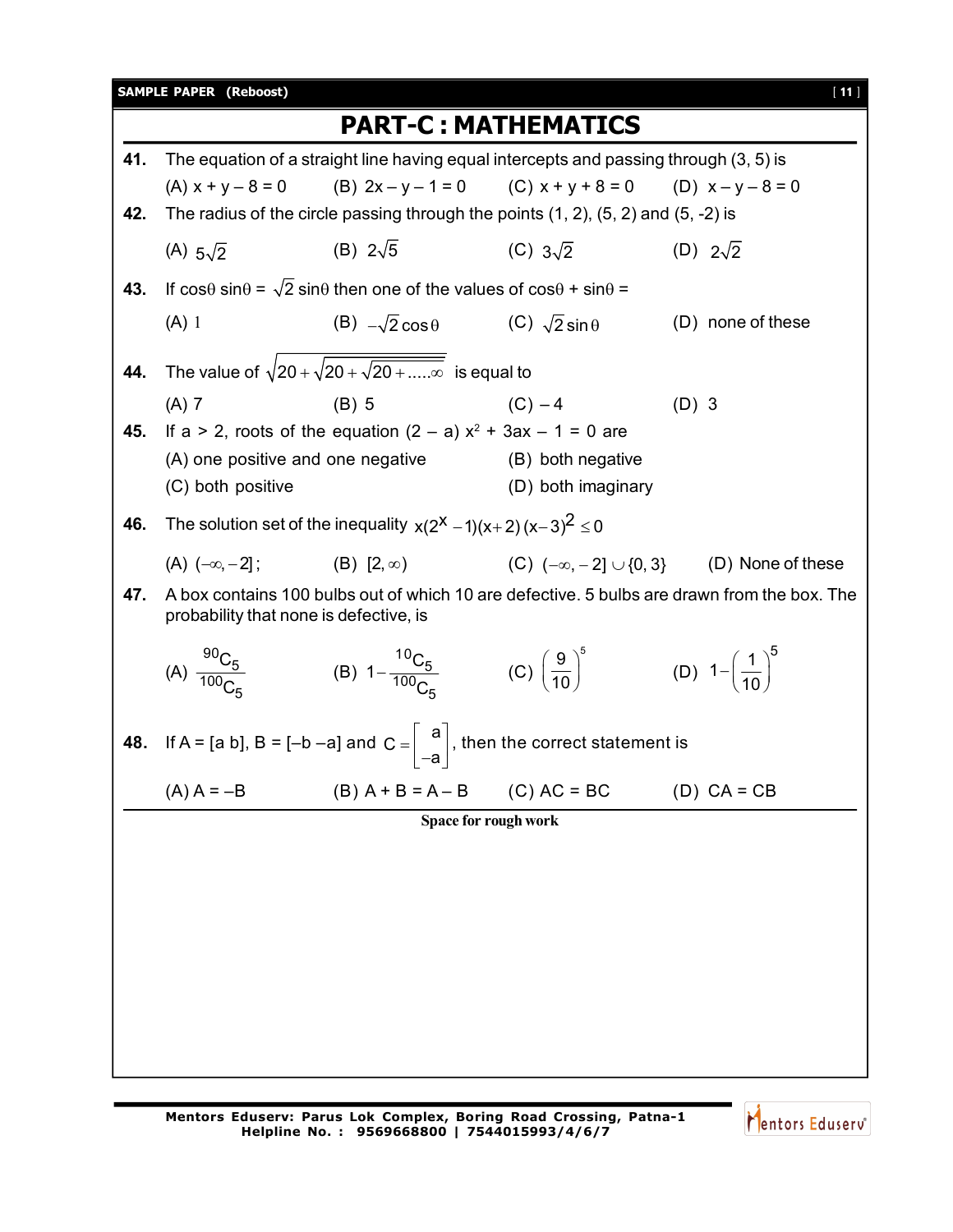# PART-C : MATHEMATICS

**41.** The equation of a straight line having equal intercepts and passing through (3, 5) is

(A) $x + y - 8 = 0$ (B) $2x - y - 1 = 0$ (C) $x + y + 8 = 0$ (D) $x - y - 8 = 0$

**42.** The radius of the circle passing through the points (1, 2), (5, 2) and (5, -2) is

(A) $5\sqrt{2}$ (B) $2\sqrt{5}$ (C) $3\sqrt{2}$ (D) $2\sqrt{2}$

**43.** If $\cos\theta \sin\theta = \sqrt{2} \sin\theta$ then one of the values of $\cos\theta + \sin\theta =$

(A) 1 (B) $-\sqrt{2}\cos\theta$ (C) $\sqrt{2}\sin\theta$ (D) none of these

**44.** The value of $\sqrt{20+\sqrt{20+\sqrt{20+.....\infty}}}$ is equal to

(A) 7 (B) 5 (C) – 4 (D) 3

**45.** If a > 2, roots of the equation $(2 - a)\, x^2 + 3ax - 1 = 0$ are

(A) one positive and one negative (B) both negative

(C) both positive (D) both imaginary

**46.** The solution set of the inequality $x(2^x - 1)(x+2)\,(x-3)^2 \leq 0$

(A) $(-\infty, -2]$; (B) $[2, \infty)$ (C) $(-\infty, -2] \cup \{0, 3\}$ (D) None of these

**47.** A box contains 100 bulbs out of which 10 are defective. 5 bulbs are drawn from the box. The probability that none is defective, is

(A) $\frac{^{90}C_5}{^{100}C_5}$ (B) $1-\frac{^{10}C_5}{^{100}C_5}$ (C) $\left(\frac{9}{10}\right)^5$ (D) $1-\left(\frac{1}{10}\right)^5$

**48.** If A = [a b], B = [–b –a] and $C = \begin{bmatrix} a \\ -a \end{bmatrix}$, then the correct statement is

(A) A = –B (B) A + B = A – B (C) AC = BC (D) CA = CB

**Space for rough work**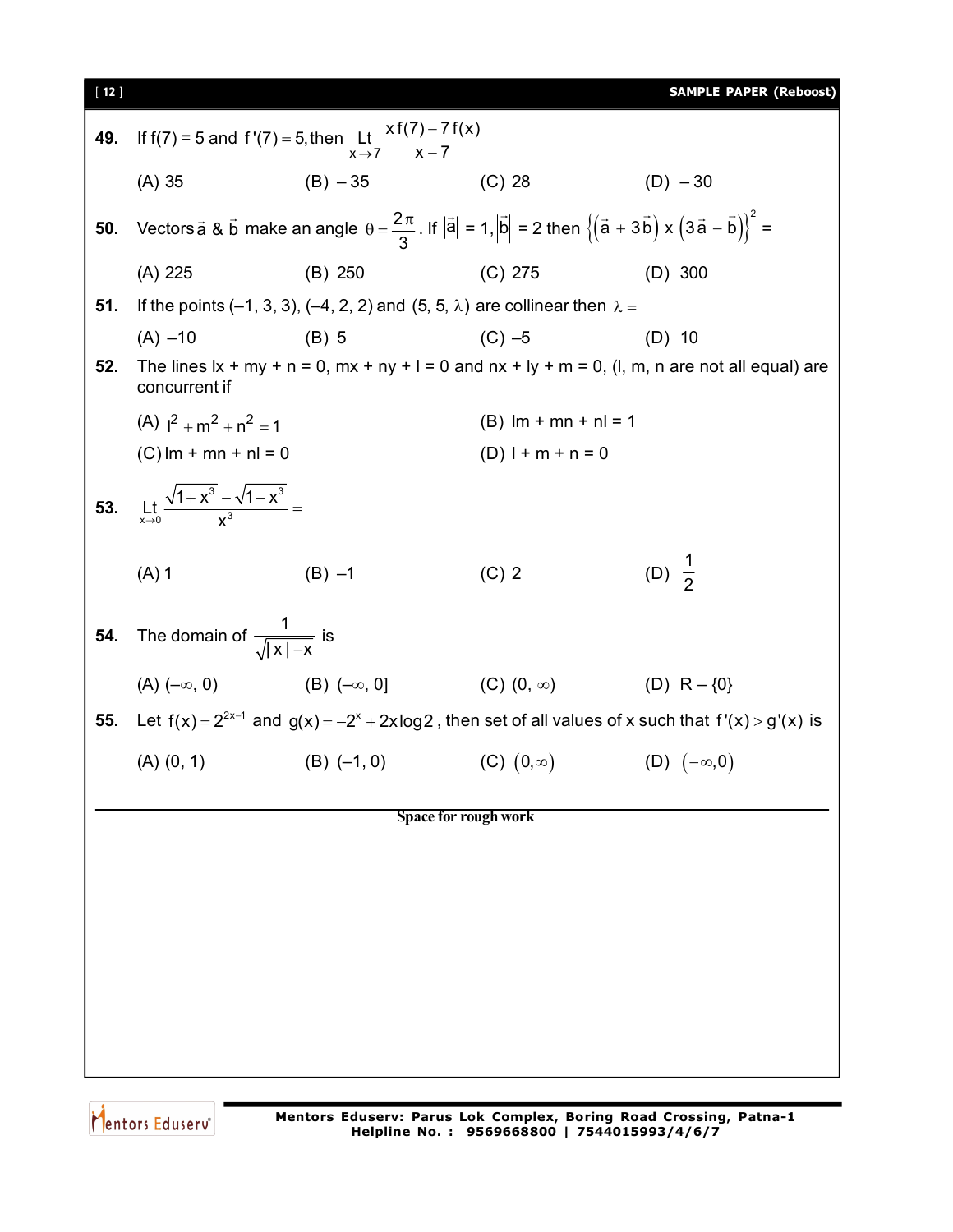**49.** If $f(7) = 5$ and $f'(7) = 5$, then $\underset{x \to 7}{\text{Lt}} \dfrac{x f(7) - 7 f(x)}{x - 7}$

(A) 35 (B) $-35$ (C) 28 (D) $-30$

**50.** Vectors $\vec{a}$ & $\vec{b}$ make an angle $\theta = \dfrac{2\pi}{3}$. If $|\vec{a}| = 1, |\vec{b}| = 2$ then $\left\{\left(\vec{a} + 3\vec{b}\right) \times \left(3\vec{a} - \vec{b}\right)\right\}^2 =$

(A) 225 (B) 250 (C) 275 (D) 300

**51.** If the points $(-1, 3, 3)$, $(-4, 2, 2)$ and $(5, 5, \lambda)$ are collinear then $\lambda =$

(A) $-10$ (B) 5 (C) $-5$ (D) 10

**52.** The lines $lx + my + n = 0$, $mx + ny + l = 0$ and $nx + ly + m = 0$, ($l, m, n$ are not all equal) are concurrent if

(A) $l^2 + m^2 + n^2 = 1$ (B) $lm + mn + nl = 1$

(C) $lm + mn + nl = 0$ (D) $l + m + n = 0$

**53.** $\underset{x \to 0}{\text{Lt}} \dfrac{\sqrt{1 + x^3} - \sqrt{1 - x^3}}{x^3} =$

(A) 1 (B) $-1$ (C) 2 (D) $\dfrac{1}{2}$

**54.** The domain of $\dfrac{1}{\sqrt{|x| - x}}$ is

(A) $(-\infty, 0)$ (B) $(-\infty, 0]$ (C) $(0, \infty)$ (D) $R - \{0\}$

**55.** Let $f(x) = 2^{2x-1}$ and $g(x) = -2^x + 2x\log 2$, then set of all values of x such that $f'(x) > g'(x)$ is

(A) $(0, 1)$ (B) $(-1, 0)$ (C) $(0, \infty)$ (D) $(-\infty, 0)$

Space for rough work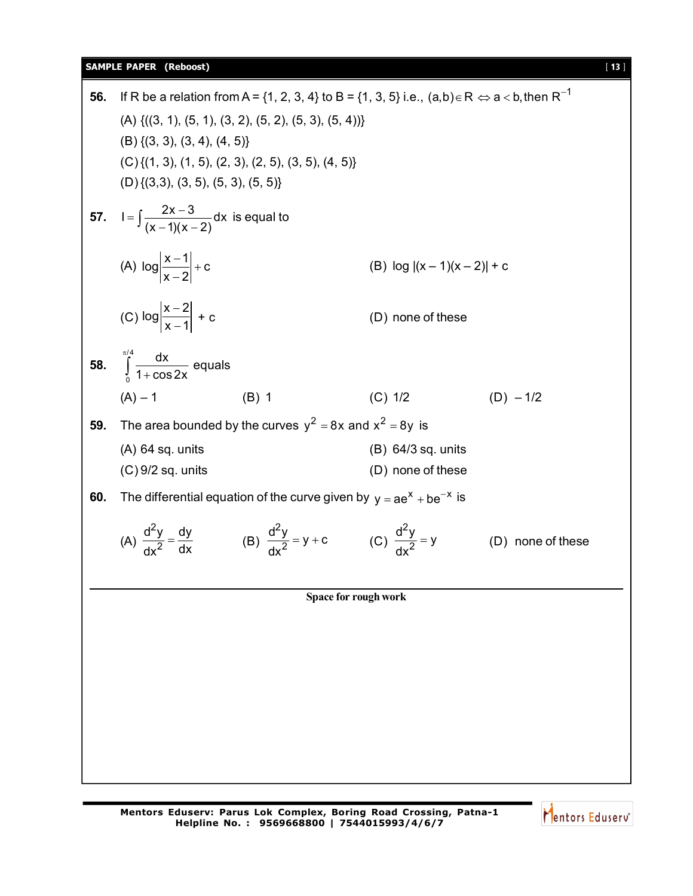**56.** If R be a relation from A = {1, 2, 3, 4} to B = {1, 3, 5} i.e., $(a,b) \in R \Leftrightarrow a < b$, then $R^{-1}$

(A) {((3, 1), (5, 1), (3, 2), (5, 2), (5, 3), (5, 4))}

(B) {(3, 3), (3, 4), (4, 5)}

(C) {(1, 3), (1, 5), (2, 3), (2, 5), (3, 5), (4, 5)}

(D) {(3,3), (3, 5), (5, 3), (5, 5)}

**57.** $I = \int \frac{2x-3}{(x-1)(x-2)} dx$ is equal to

(A) $\log\left|\frac{x-1}{x-2}\right| + c$

(B) $\log |(x-1)(x-2)| + c$

(C) $\log\left|\frac{x-2}{x-1}\right| + c$

(D) none of these

**58.** $\int_0^{\pi/4} \frac{dx}{1+\cos 2x}$ equals

(A) – 1

(B) 1

(C) 1/2

(D) – 1/2

**59.** The area bounded by the curves $y^2 = 8x$ and $x^2 = 8y$ is

(A) 64 sq. units

(B) 64/3 sq. units

(C) 9/2 sq. units

(D) none of these

**60.** The differential equation of the curve given by $y = ae^{x} + be^{-x}$ is

(A) $\frac{d^2y}{dx^2} = \frac{dy}{dx}$

(B) $\frac{d^2y}{dx^2} = y + c$

(C) $\frac{d^2y}{dx^2} = y$

(D) none of these

**Space for rough work**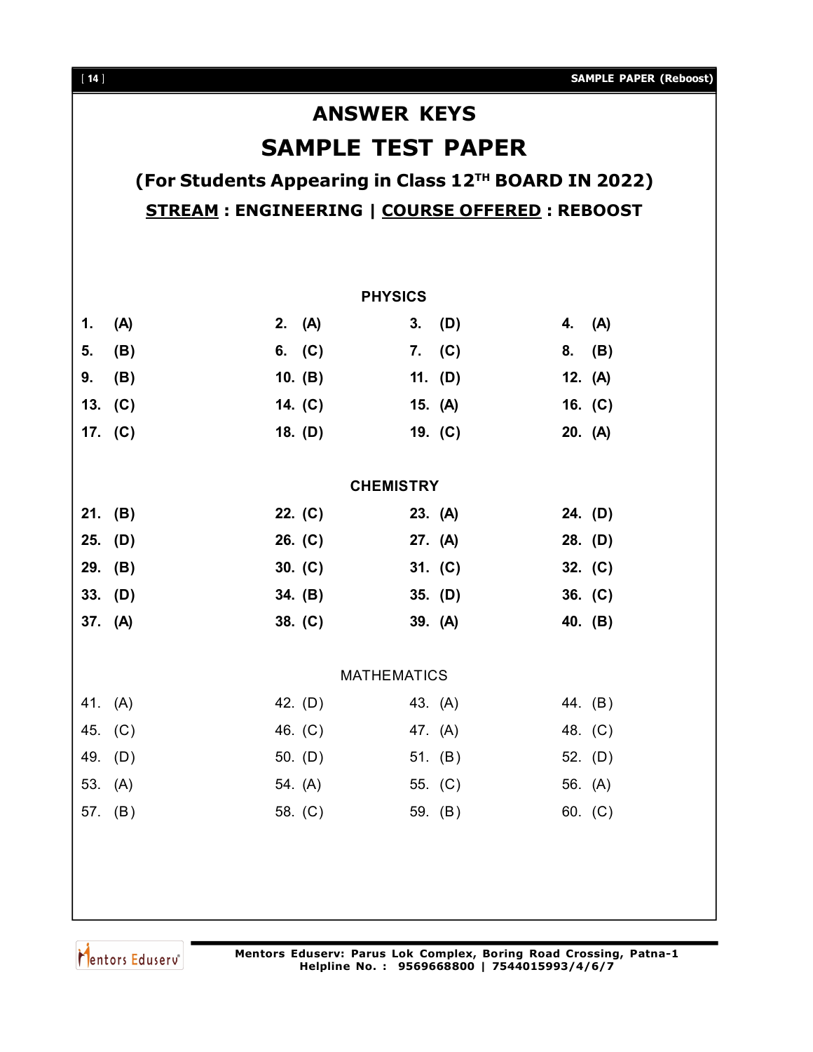# ANSWER KEYS

# SAMPLE TEST PAPER

## (For Students Appearing in Class 12TH BOARD IN 2022)

**STREAM : ENGINEERING | COURSE OFFERED : REBOOST**

### PHYSICS

| | | | |
|---|---|---|---|
| **1. (A)** | **2. (A)** | **3. (D)** | **4. (A)** |
| **5. (B)** | **6. (C)** | **7. (C)** | **8. (B)** |
| **9. (B)** | **10. (B)** | **11. (D)** | **12. (A)** |
| **13. (C)** | **14. (C)** | **15. (A)** | **16. (C)** |
| **17. (C)** | **18. (D)** | **19. (C)** | **20. (A)** |

### CHEMISTRY

| | | | |
|---|---|---|---|
| **21. (B)** | **22. (C)** | **23. (A)** | **24. (D)** |
| **25. (D)** | **26. (C)** | **27. (A)** | **28. (D)** |
| **29. (B)** | **30. (C)** | **31. (C)** | **32. (C)** |
| **33. (D)** | **34. (B)** | **35. (D)** | **36. (C)** |
| **37. (A)** | **38. (C)** | **39. (A)** | **40. (B)** |

### MATHEMATICS

| | | | |
|---|---|---|---|
| 41. (A) | 42. (D) | 43. (A) | 44. (B) |
| 45. (C) | 46. (C) | 47. (A) | 48. (C) |
| 49. (D) | 50. (D) | 51. (B) | 52. (D) |
| 53. (A) | 54. (A) | 55. (C) | 56. (A) |
| 57. (B) | 58. (C) | 59. (B) | 60. (C) |